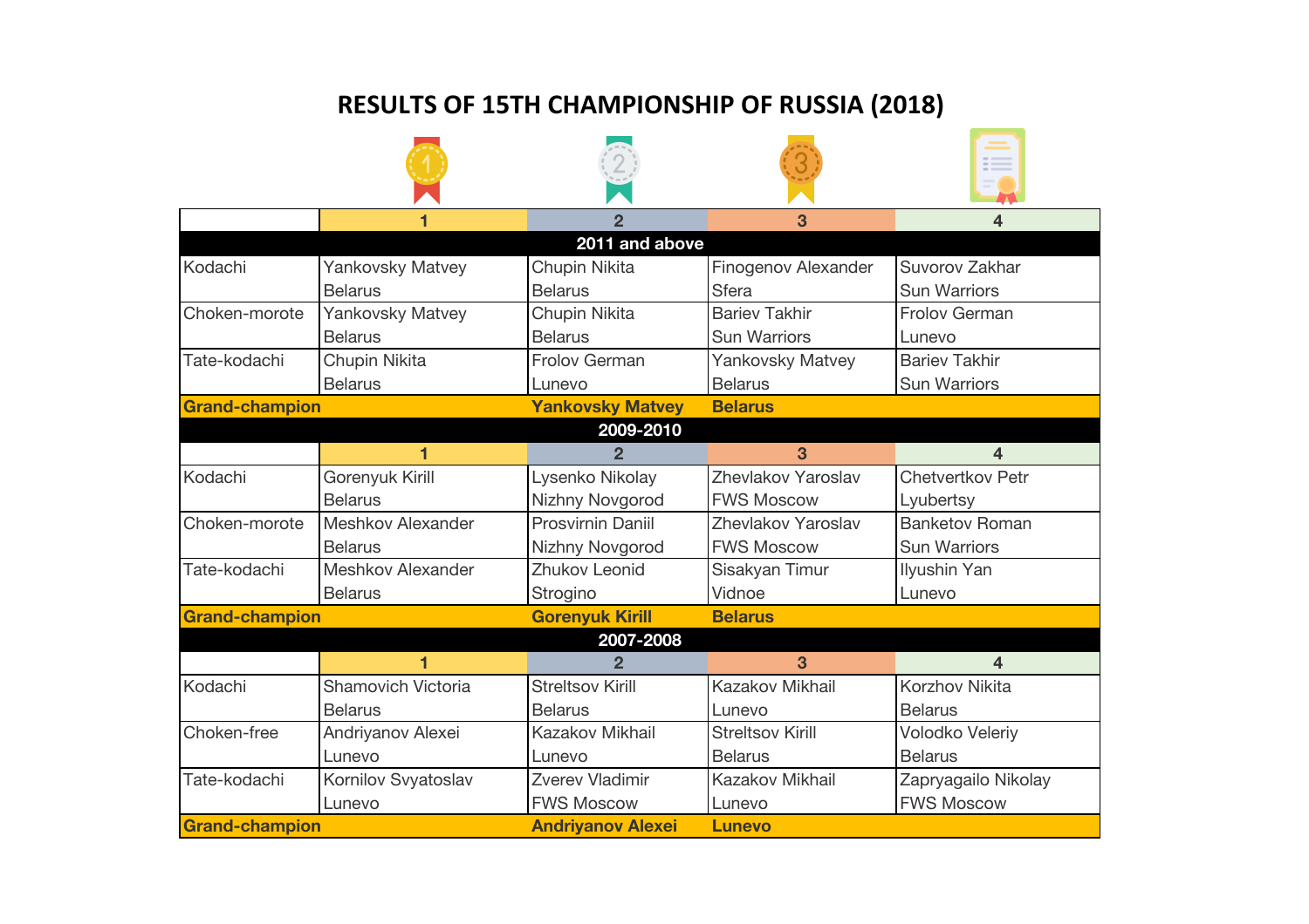# RESULTS OF 15TH CHAMPIONSHIP OF RUSSIA (2018)

| | 1 | 2 | 3 | 4 |
|---|---|---|---|---|
| **2011 and above** | | | | |
| Kodachi | Yankovsky Matvey<br>Belarus | Chupin Nikita<br>Belarus | Finogenov Alexander<br>Sfera | Suvorov Zakhar<br>Sun Warriors |
| Choken-morote | Yankovsky Matvey<br>Belarus | Chupin Nikita<br>Belarus | Bariev Takhir<br>Sun Warriors | Frolov German<br>Lunevo |
| Tate-kodachi | Chupin Nikita<br>Belarus | Frolov German<br>Lunevo | Yankovsky Matvey<br>Belarus | Bariev Takhir<br>Sun Warriors |
| **Grand-champion** | | **Yankovsky Matvey** | **Belarus** | |
| **2009-2010** | | | | |
| | 1 | 2 | 3 | 4 |
| Kodachi | Gorenyuk Kirill<br>Belarus | Lysenko Nikolay<br>Nizhny Novgorod | Zhevlakov Yaroslav<br>FWS Moscow | Chetvertkov Petr<br>Lyubertsy |
| Choken-morote | Meshkov Alexander<br>Belarus | Prosvirnin Daniil<br>Nizhny Novgorod | Zhevlakov Yaroslav<br>FWS Moscow | Banketov Roman<br>Sun Warriors |
| Tate-kodachi | Meshkov Alexander<br>Belarus | Zhukov Leonid<br>Strogino | Sisakyan Timur<br>Vidnoe | Ilyushin Yan<br>Lunevo |
| **Grand-champion** | | **Gorenyuk Kirill** | **Belarus** | |
| **2007-2008** | | | | |
| | 1 | 2 | 3 | 4 |
| Kodachi | Shamovich Victoria<br>Belarus | Streltsov Kirill<br>Belarus | Kazakov Mikhail<br>Lunevo | Korzhov Nikita<br>Belarus |
| Choken-free | Andriyanov Alexei<br>Lunevo | Kazakov Mikhail<br>Lunevo | Streltsov Kirill<br>Belarus | Volodko Veleriy<br>Belarus |
| Tate-kodachi | Kornilov Svyatoslav<br>Lunevo | Zverev Vladimir<br>FWS Moscow | Kazakov Mikhail<br>Lunevo | Zapryagailo Nikolay<br>FWS Moscow |
| **Grand-champion** | | **Andriyanov Alexei** | **Lunevo** | |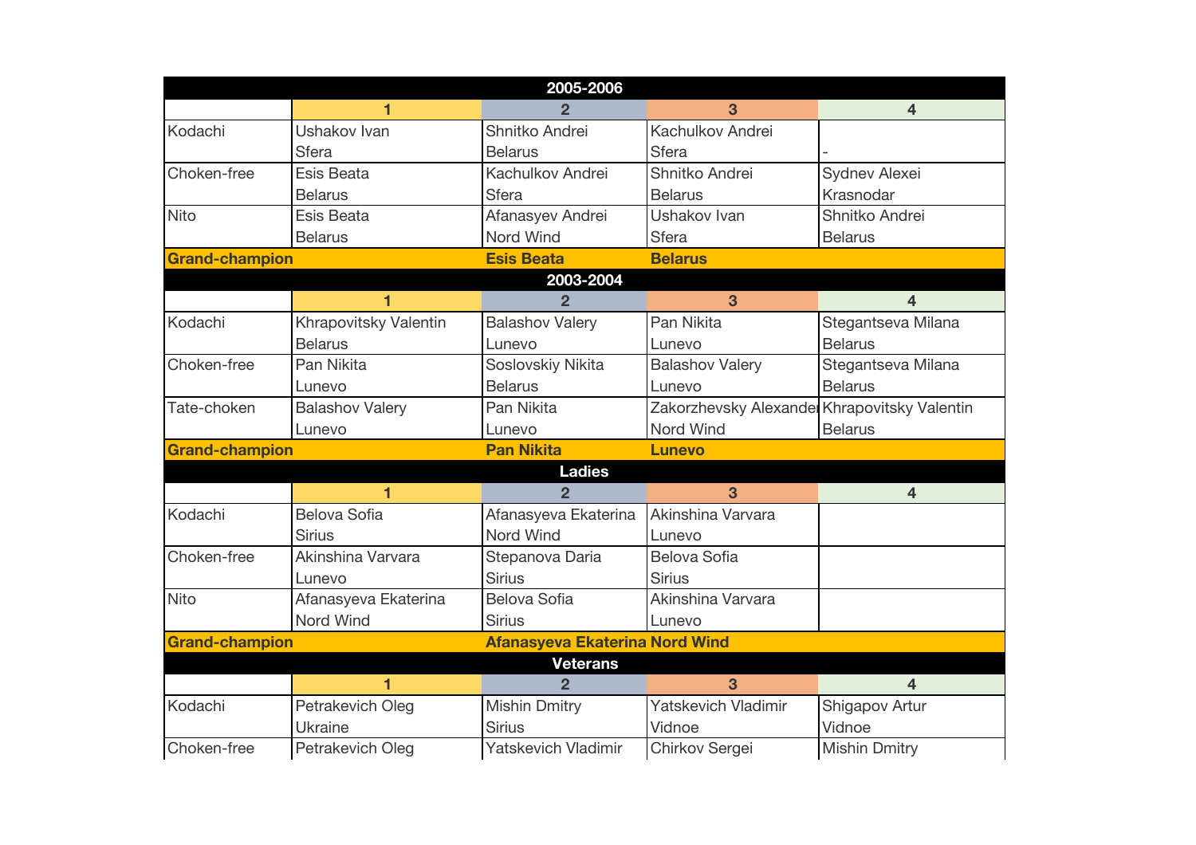| 2005-2006 | | | | |
|---|---|---|---|---|
| | 1 | 2 | 3 | 4 |
| Kodachi | Ushakov Ivan<br>Sfera | Shnitko Andrei<br>Belarus | Kachulkov Andrei<br>Sfera | - |
| Choken-free | Esis Beata<br>Belarus | Kachulkov Andrei<br>Sfera | Shnitko Andrei<br>Belarus | Sydnev Alexei<br>Krasnodar |
| Nito | Esis Beata<br>Belarus | Afanasyev Andrei<br>Nord Wind | Ushakov Ivan<br>Sfera | Shnitko Andrei<br>Belarus |
| **Grand-champion** | | **Esis Beata** | **Belarus** | |

| 2003-2004 | | | | |
|---|---|---|---|---|
| | 1 | 2 | 3 | 4 |
| Kodachi | Khrapovitsky Valentin<br>Belarus | Balashov Valery<br>Lunevo | Pan Nikita<br>Lunevo | Stegantseva Milana<br>Belarus |
| Choken-free | Pan Nikita<br>Lunevo | Soslovskiy Nikita<br>Belarus | Balashov Valery<br>Lunevo | Stegantseva Milana<br>Belarus |
| Tate-choken | Balashov Valery<br>Lunevo | Pan Nikita<br>Lunevo | Zakorzhevsky Alexander<br>Nord Wind | Khrapovitsky Valentin<br>Belarus |
| **Grand-champion** | | **Pan Nikita** | **Lunevo** | |

| Ladies | | | | |
|---|---|---|---|---|
| | 1 | 2 | 3 | 4 |
| Kodachi | Belova Sofia<br>Sirius | Afanasyeva Ekaterina<br>Nord Wind | Akinshina Varvara<br>Lunevo | |
| Choken-free | Akinshina Varvara<br>Lunevo | Stepanova Daria<br>Sirius | Belova Sofia<br>Sirius | |
| Nito | Afanasyeva Ekaterina<br>Nord Wind | Belova Sofia<br>Sirius | Akinshina Varvara<br>Lunevo | |
| **Grand-champion** | | **Afanasyeva Ekaterina** | **Nord Wind** | |

| Veterans | | | | |
|---|---|---|---|---|
| | 1 | 2 | 3 | 4 |
| Kodachi | Petrakevich Oleg<br>Ukraine | Mishin Dmitry<br>Sirius | Yatskevich Vladimir<br>Vidnoe | Shigapov Artur<br>Vidnoe |
| Choken-free | Petrakevich Oleg | Yatskevich Vladimir | Chirkov Sergei | Mishin Dmitry |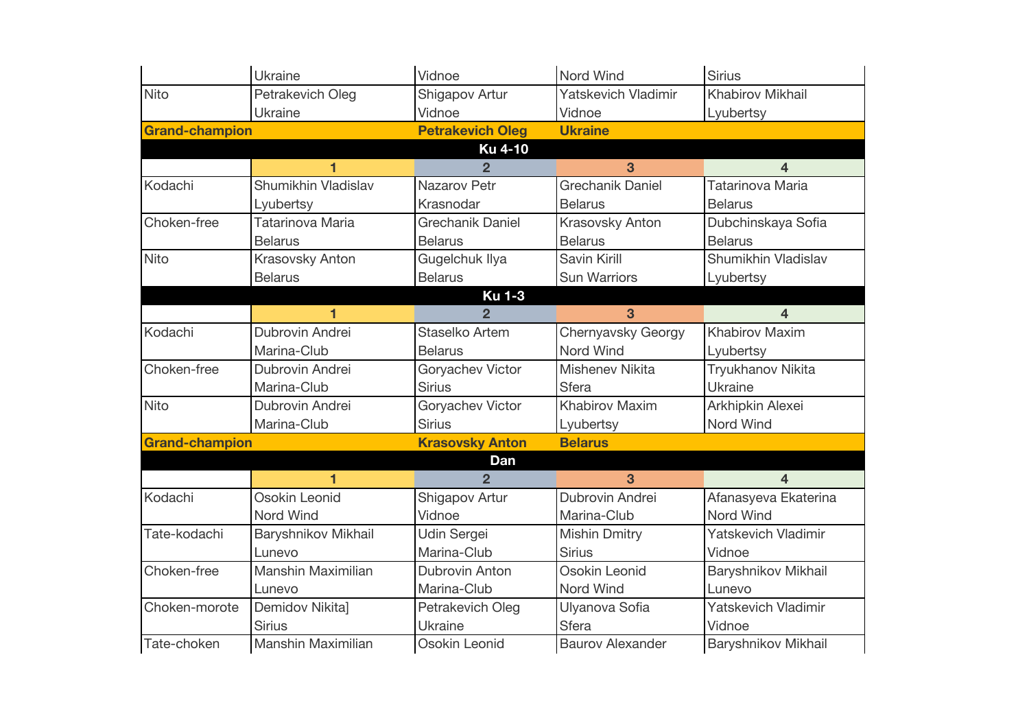| | 1 | 2 | 3 | 4 |
|---|---|---|---|---|
| | Ukraine | Vidnoe | Nord Wind | Sirius |
| Nito | Petrakevich Oleg<br>Ukraine | Shigapov Artur<br>Vidnoe | Yatskevich Vladimir<br>Vidnoe | Khabirov Mikhail<br>Lyubertsy |
| **Grand-champion** | | **Petrakevich Oleg** | **Ukraine** | |
| **Ku 4-10** | | | | |
| | **1** | **2** | **3** | **4** |
| Kodachi | Shumikhin Vladislav<br>Lyubertsy | Nazarov Petr<br>Krasnodar | Grechanik Daniel<br>Belarus | Tatarinova Maria<br>Belarus |
| Choken-free | Tatarinova Maria<br>Belarus | Grechanik Daniel<br>Belarus | Krasovsky Anton<br>Belarus | Dubchinskaya Sofia<br>Belarus |
| Nito | Krasovsky Anton<br>Belarus | Gugelchuk Ilya<br>Belarus | Savin Kirill<br>Sun Warriors | Shumikhin Vladislav<br>Lyubertsy |
| **Ku 1-3** | | | | |
| | **1** | **2** | **3** | **4** |
| Kodachi | Dubrovin Andrei<br>Marina-Club | Staselko Artem<br>Belarus | Chernyavsky Georgy<br>Nord Wind | Khabirov Maxim<br>Lyubertsy |
| Choken-free | Dubrovin Andrei<br>Marina-Club | Goryachev Victor<br>Sirius | Mishenev Nikita<br>Sfera | Tryukhanov Nikita<br>Ukraine |
| Nito | Dubrovin Andrei<br>Marina-Club | Goryachev Victor<br>Sirius | Khabirov Maxim<br>Lyubertsy | Arkhipkin Alexei<br>Nord Wind |
| **Grand-champion** | | **Krasovsky Anton** | **Belarus** | |
| **Dan** | | | | |
| | **1** | **2** | **3** | **4** |
| Kodachi | Osokin Leonid<br>Nord Wind | Shigapov Artur<br>Vidnoe | Dubrovin Andrei<br>Marina-Club | Afanasyeva Ekaterina<br>Nord Wind |
| Tate-kodachi | Baryshnikov Mikhail<br>Lunevo | Udin Sergei<br>Marina-Club | Mishin Dmitry<br>Sirius | Yatskevich Vladimir<br>Vidnoe |
| Choken-free | Manshin Maximilian<br>Lunevo | Dubrovin Anton<br>Marina-Club | Osokin Leonid<br>Nord Wind | Baryshnikov Mikhail<br>Lunevo |
| Choken-morote | Demidov Nikita]<br>Sirius | Petrakevich Oleg<br>Ukraine | Ulyanova Sofia<br>Sfera | Yatskevich Vladimir<br>Vidnoe |
| Tate-choken | Manshin Maximilian | Osokin Leonid | Baurov Alexander | Baryshnikov Mikhail |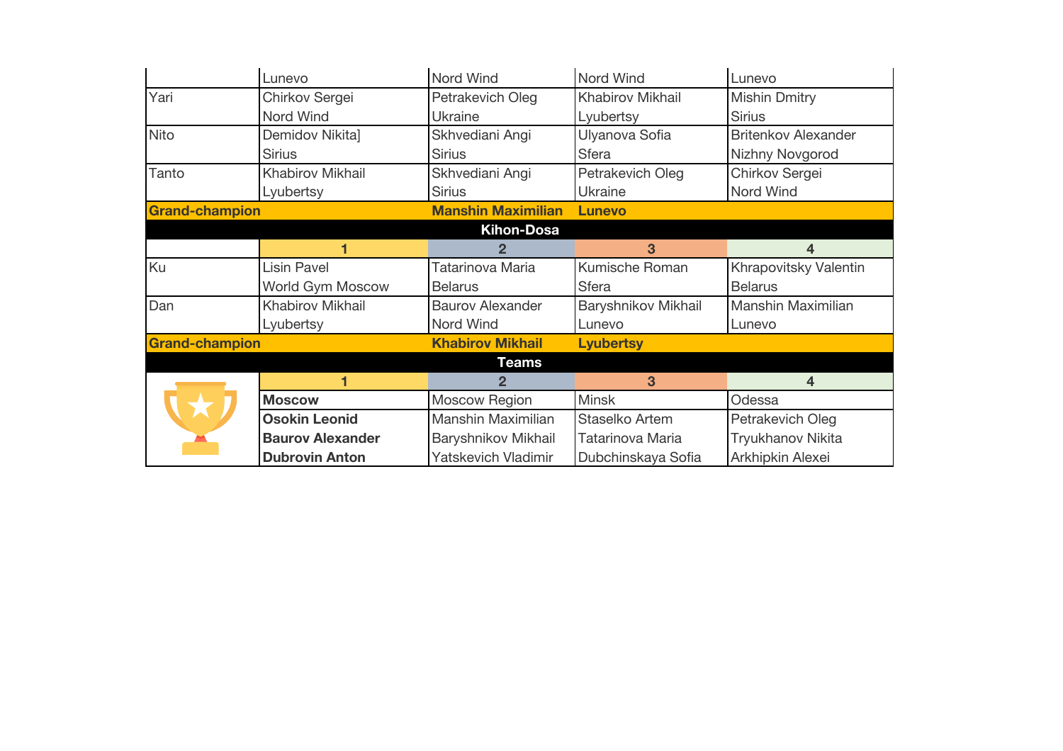| | | | | |
|---|---|---|---|---|
| | Lunevo | Nord Wind | Nord Wind | Lunevo |
| Yari | Chirkov Sergei<br>Nord Wind | Petrakevich Oleg<br>Ukraine | Khabirov Mikhail<br>Lyubertsy | Mishin Dmitry<br>Sirius |
| Nito | Demidov Nikita]<br>Sirius | Skhvediani Angi<br>Sirius | Ulyanova Sofia<br>Sfera | Britenkov Alexander<br>Nizhny Novgorod |
| Tanto | Khabirov Mikhail<br>Lyubertsy | Skhvediani Angi<br>Sirius | Petrakevich Oleg<br>Ukraine | Chirkov Sergei<br>Nord Wind |
| **Grand-champion** | | **Manshin Maximilian** | **Lunevo** | |

## Kihon-Dosa

| | 1 | 2 | 3 | 4 |
|---|---|---|---|---|
| Ku | Lisin Pavel<br>World Gym Moscow | Tatarinova Maria<br>Belarus | Kumische Roman<br>Sfera | Khrapovitsky Valentin<br>Belarus |
| Dan | Khabirov Mikhail<br>Lyubertsy | Baurov Alexander<br>Nord Wind | Baryshnikov Mikhail<br>Lunevo | Manshin Maximilian<br>Lunevo |
| **Grand-champion** | | **Khabirov Mikhail** | **Lyubertsy** | |

## Teams

| | 1 | 2 | 3 | 4 |
|---|---|---|---|---|
| | **Moscow** | Moscow Region | Minsk | Odessa |
| | **Osokin Leonid**<br>**Baurov Alexander**<br>**Dubrovin Anton** | Manshin Maximilian<br>Baryshnikov Mikhail<br>Yatskevich Vladimir | Staselko Artem<br>Tatarinova Maria<br>Dubchinskaya Sofia | Petrakevich Oleg<br>Tryukhanov Nikita<br>Arkhipkin Alexei |